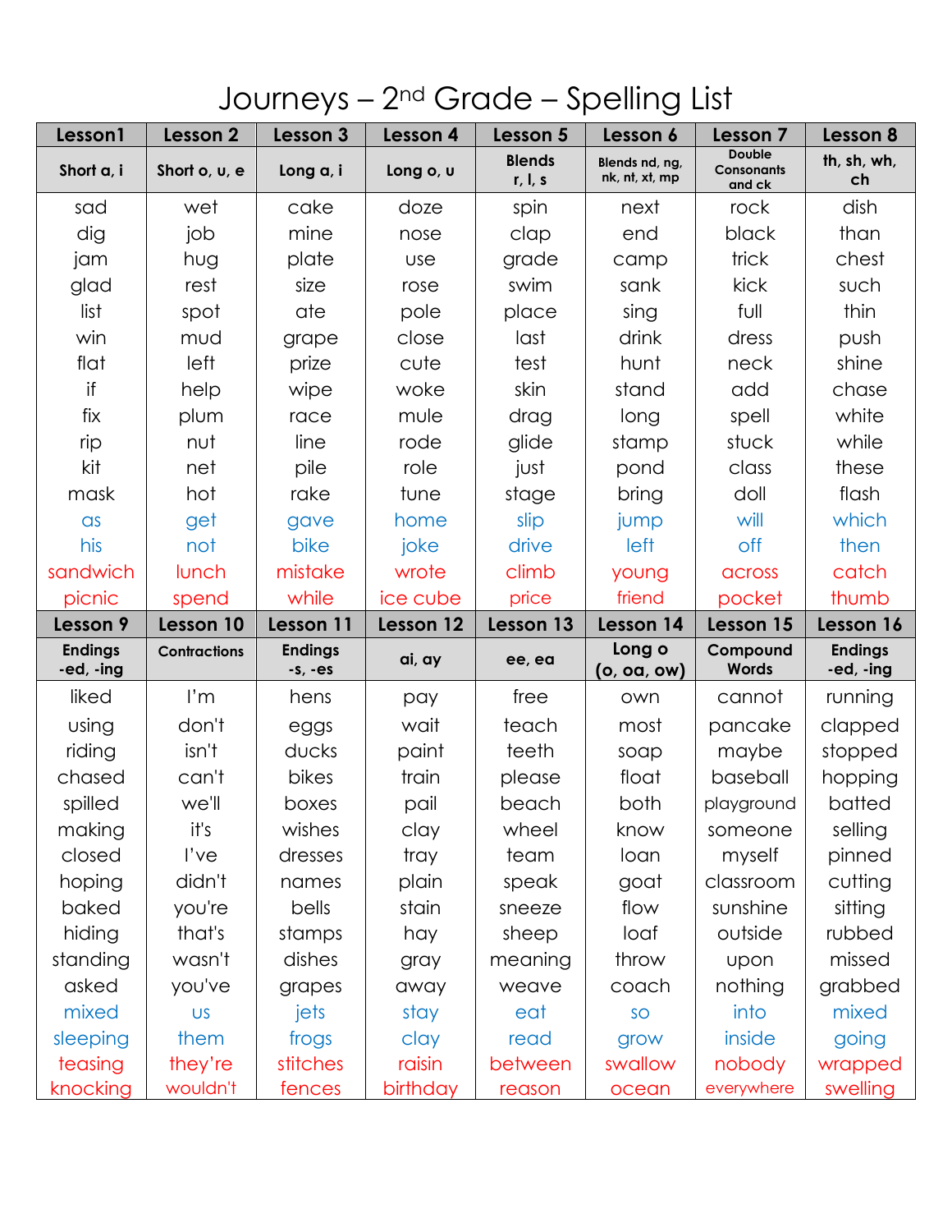# Journeys – 2nd Grade – Spelling List

| Lesson1 | Lesson 2 | Lesson 3 | Lesson 4 | Lesson 5 | Lesson 6 | Lesson 7 | Lesson 8 |
|---|---|---|---|---|---|---|---|
| **Short a, i** | **Short o, u, e** | **Long a, i** | **Long o, u** | **Blends r, l, s** | **Blends nd, ng, nk, nt, xt, mp** | **Double Consonants and ck** | **th, sh, wh, ch** |
| sad | wet | cake | doze | spin | next | rock | dish |
| dig | job | mine | nose | clap | end | black | than |
| jam | hug | plate | use | grade | camp | trick | chest |
| glad | rest | size | rose | swim | sank | kick | such |
| list | spot | ate | pole | place | sing | full | thin |
| win | mud | grape | close | last | drink | dress | push |
| flat | left | prize | cute | test | hunt | neck | shine |
| if | help | wipe | woke | skin | stand | add | chase |
| fix | plum | race | mule | drag | long | spell | white |
| rip | nut | line | rode | glide | stamp | stuck | while |
| kit | net | pile | role | just | pond | class | these |
| mask | hot | rake | tune | stage | bring | doll | flash |
| as | get | gave | home | slip | jump | will | which |
| his | not | bike | joke | drive | left | off | then |
| sandwich | lunch | mistake | wrote | climb | young | across | catch |
| picnic | spend | while | ice cube | price | friend | pocket | thumb |
| **Lesson 9** | **Lesson 10** | **Lesson 11** | **Lesson 12** | **Lesson 13** | **Lesson 14** | **Lesson 15** | **Lesson 16** |
| **Endings -ed, -ing** | **Contractions** | **Endings -s, -es** | **ai, ay** | **ee, ea** | **Long o (o, oa, ow)** | **Compound Words** | **Endings -ed, -ing** |
| liked | I'm | hens | pay | free | own | cannot | running |
| using | don't | eggs | wait | teach | most | pancake | clapped |
| riding | isn't | ducks | paint | teeth | soap | maybe | stopped |
| chased | can't | bikes | train | please | float | baseball | hopping |
| spilled | we'll | boxes | pail | beach | both | playground | batted |
| making | it's | wishes | clay | wheel | know | someone | selling |
| closed | I've | dresses | tray | team | loan | myself | pinned |
| hoping | didn't | names | plain | speak | goat | classroom | cutting |
| baked | you're | bells | stain | sneeze | flow | sunshine | sitting |
| hiding | that's | stamps | hay | sheep | loaf | outside | rubbed |
| standing | wasn't | dishes | gray | meaning | throw | upon | missed |
| asked | you've | grapes | away | weave | coach | nothing | grabbed |
| mixed | us | jets | stay | eat | so | into | mixed |
| sleeping | them | frogs | clay | read | grow | inside | going |
| teasing | they're | stitches | raisin | between | swallow | nobody | wrapped |
| knocking | wouldn't | fences | birthday | reason | ocean | everywhere | swelling |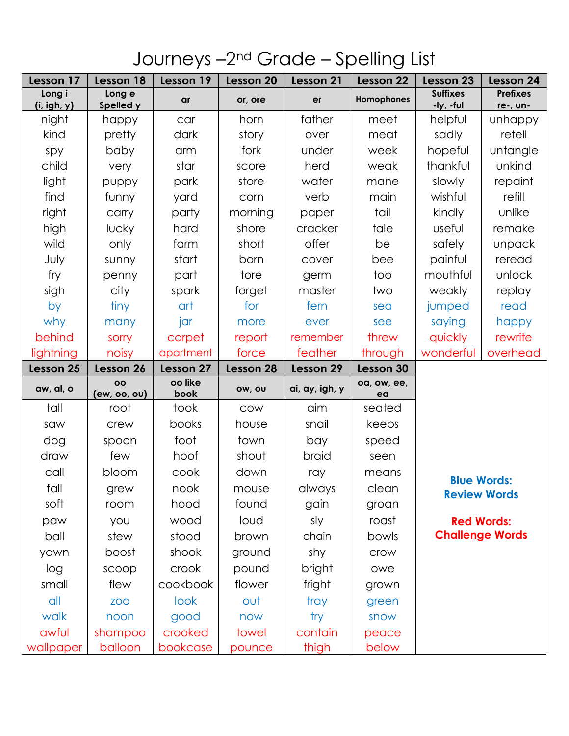# Journeys – 2nd Grade – Spelling List

| Lesson 17 | Lesson 18 | Lesson 19 | Lesson 20 | Lesson 21 | Lesson 22 | Lesson 23 | Lesson 24 |
|---|---|---|---|---|---|---|---|
| Long i (i, igh, y) | Long e Spelled y | ar | or, ore | er | Homophones | Suffixes -ly, -ful | Prefixes re-, un- |
| night | happy | car | horn | father | meet | helpful | unhappy |
| kind | pretty | dark | story | over | meat | sadly | retell |
| spy | baby | arm | fork | under | week | hopeful | untangle |
| child | very | star | score | herd | weak | thankful | unkind |
| light | puppy | park | store | water | mane | slowly | repaint |
| find | funny | yard | corn | verb | main | wishful | refill |
| right | carry | party | morning | paper | tail | kindly | unlike |
| high | lucky | hard | shore | cracker | tale | useful | remake |
| wild | only | farm | short | offer | be | safely | unpack |
| July | sunny | start | born | cover | bee | painful | reread |
| fry | penny | part | tore | germ | too | mouthful | unlock |
| sigh | city | spark | forget | master | two | weakly | replay |
| by | tiny | art | for | fern | sea | jumped | read |
| why | many | jar | more | ever | see | saying | happy |
| behind | sorry | carpet | report | remember | threw | quickly | rewrite |
| lightning | noisy | apartment | force | feather | through | wonderful | overhead |

| Lesson 25 | Lesson 26 | Lesson 27 | Lesson 28 | Lesson 29 | Lesson 30 |
|---|---|---|---|---|---|
| aw, al, o | oo (ew, oo, ou) | oo like book | ow, ou | ai, ay, igh, y | oa, ow, ee, ea |
| tall | root | took | cow | aim | seated |
| saw | crew | books | house | snail | keeps |
| dog | spoon | foot | town | bay | speed |
| draw | few | hoof | shout | braid | seen |
| call | bloom | cook | down | ray | means |
| fall | grew | nook | mouse | always | clean |
| soft | room | hood | found | gain | groan |
| paw | you | wood | loud | sly | roast |
| ball | stew | stood | brown | chain | bowls |
| yawn | boost | shook | ground | shy | crow |
| log | scoop | crook | pound | bright | owe |
| small | flew | cookbook | flower | fright | grown |
| all | zoo | look | out | tray | green |
| walk | noon | good | now | try | snow |
| awful | shampoo | crooked | towel | contain | peace |
| wallpaper | balloon | bookcase | pounce | thigh | below |

**Blue Words: Review Words**

**Red Words: Challenge Words**